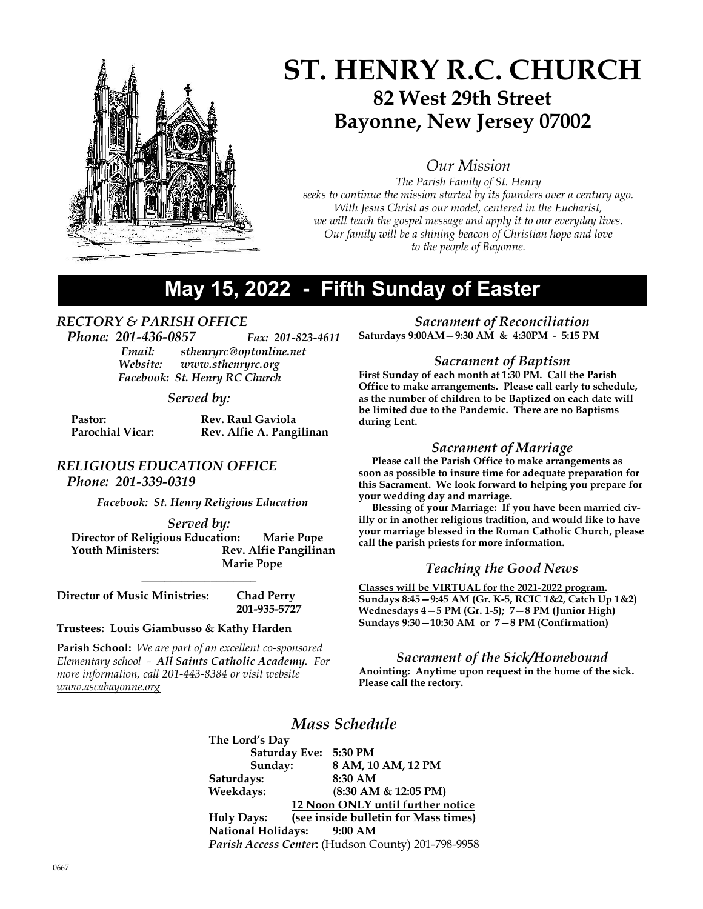# ST. HENRY R.C. CHURCH

## 82 West 29th Street
## Bayonne, New Jersey 07002

### *Our Mission*

*The Parish Family of St. Henry seeks to continue the mission started by its founders over a century ago. With Jesus Christ as our model, centered in the Eucharist, we will teach the gospel message and apply it to our everyday lives. Our family will be a shining beacon of Christian hope and love to the people of Bayonne.*

## May 15, 2022 - Fifth Sunday of Easter

### *RECTORY & PARISH OFFICE*

***Phone: 201-436-0857*** *Fax: 201-823-4611*
*Email: sthenryrc@optonline.net*
*Website: www.sthenryrc.org*
*Facebook: St. Henry RC Church*

#### *Served by:*

**Pastor:** **Rev. Raul Gaviola**
**Parochial Vicar:** **Rev. Alfie A. Pangilinan**

### *RELIGIOUS EDUCATION OFFICE*

***Phone: 201-339-0319***

*Facebook: St. Henry Religious Education*

#### *Served by:*

**Director of Religious Education:** **Marie Pope**
**Youth Ministers:** **Rev. Alfie Pangilinan**
**Marie Pope**

---

**Director of Music Ministries:** **Chad Perry**
**201-935-5727**

**Trustees: Louis Giambusso & Kathy Harden**

**Parish School:** *We are part of an excellent co-sponsored Elementary school -* ***All Saints Catholic Academy.*** *For more information, call 201-443-8384 or visit website www.ascabayonne.org*

### *Sacrament of Reconciliation*

**Saturdays 9:00AM—9:30 AM & 4:30PM - 5:15 PM**

### *Sacrament of Baptism*

**First Sunday of each month at 1:30 PM. Call the Parish Office to make arrangements. Please call early to schedule, as the number of children to be Baptized on each date will be limited due to the Pandemic. There are no Baptisms during Lent.**

### *Sacrament of Marriage*

**Please call the Parish Office to make arrangements as soon as possible to insure time for adequate preparation for this Sacrament. We look forward to helping you prepare for your wedding day and marriage.**

**Blessing of your Marriage: If you have been married civilly or in another religious tradition, and would like to have your marriage blessed in the Roman Catholic Church, please call the parish priests for more information.**

### *Teaching the Good News*

**Classes will be VIRTUAL for the 2021-2022 program.**
**Sundays 8:45—9:45 AM (Gr. K-5, RCIC 1&2, Catch Up 1&2)**
**Wednesdays 4—5 PM (Gr. 1-5); 7—8 PM (Junior High)**
**Sundays 9:30—10:30 AM or 7—8 PM (Confirmation)**

### *Sacrament of the Sick/Homebound*

**Anointing: Anytime upon request in the home of the sick. Please call the rectory.**

### *Mass Schedule*

**The Lord's Day**
**Saturday Eve: 5:30 PM**
**Sunday: 8 AM, 10 AM, 12 PM**
**Saturdays: 8:30 AM**
**Weekdays: (8:30 AM & 12:05 PM)**
**12 Noon ONLY until further notice**
**Holy Days: (see inside bulletin for Mass times)**
**National Holidays: 9:00 AM**
***Parish Access Center*****:** (Hudson County) 201-798-9958

0667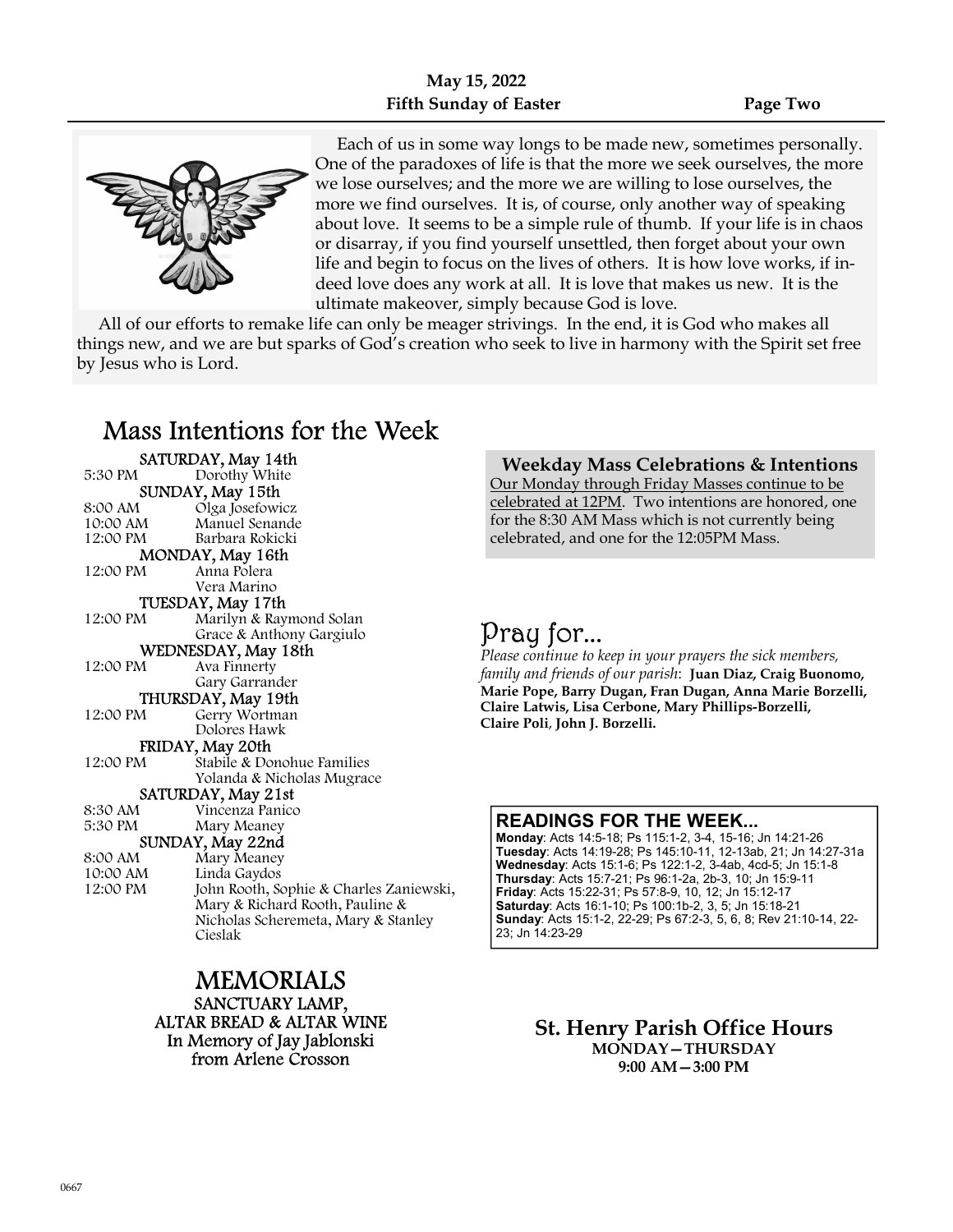Each of us in some way longs to be made new, sometimes personally. One of the paradoxes of life is that the more we seek ourselves, the more we lose ourselves; and the more we are willing to lose ourselves, the more we find ourselves. It is, of course, only another way of speaking about love. It seems to be a simple rule of thumb. If your life is in chaos or disarray, if you find yourself unsettled, then forget about your own life and begin to focus on the lives of others. It is how love works, if indeed love does any work at all. It is love that makes us new. It is the ultimate makeover, simply because God is love.

All of our efforts to remake life can only be meager strivings. In the end, it is God who makes all things new, and we are but sparks of God's creation who seek to live in harmony with the Spirit set free by Jesus who is Lord.

# Mass Intentions for the Week

**SATURDAY, May 14th**
5:30 PM Dorothy White

**SUNDAY, May 15th**
8:00 AM Olga Josefowicz
10:00 AM Manuel Senande
12:00 PM Barbara Rokicki

**MONDAY, May 16th**
12:00 PM Anna Polera
Vera Marino

**TUESDAY, May 17th**
12:00 PM Marilyn & Raymond Solan
Grace & Anthony Gargiulo

**WEDNESDAY, May 18th**
12:00 PM Ava Finnerty
Gary Garrander

**THURSDAY, May 19th**
12:00 PM Gerry Wortman
Dolores Hawk

**FRIDAY, May 20th**
12:00 PM Stabile & Donohue Families
Yolanda & Nicholas Mugrace

**SATURDAY, May 21st**
8:30 AM Vincenza Panico
5:30 PM Mary Meaney

**SUNDAY, May 22nd**
8:00 AM Mary Meaney
10:00 AM Linda Gaydos
12:00 PM John Rooth, Sophie & Charles Zaniewski, Mary & Richard Rooth, Pauline & Nicholas Scheremeta, Mary & Stanley Cieslak

## MEMORIALS

SANCTUARY LAMP,
ALTAR BREAD & ALTAR WINE
In Memory of Jay Jablonski
from Arlene Crosson

## Weekday Mass Celebrations & Intentions

Our Monday through Friday Masses continue to be celebrated at 12PM. Two intentions are honored, one for the 8:30 AM Mass which is not currently being celebrated, and one for the 12:05PM Mass.

# Pray for...

*Please continue to keep in your prayers the sick members, family and friends of our parish*: **Juan Diaz, Craig Buonomo, Marie Pope, Barry Dugan, Fran Dugan, Anna Marie Borzelli, Claire Latwis, Lisa Cerbone, Mary Phillips-Borzelli, Claire Poli, John J. Borzelli.**

## READINGS FOR THE WEEK...

**Monday**: Acts 14:5-18; Ps 115:1-2, 3-4, 15-16; Jn 14:21-26
**Tuesday**: Acts 14:19-28; Ps 145:10-11, 12-13ab, 21; Jn 14:27-31a
**Wednesday**: Acts 15:1-6; Ps 122:1-2, 3-4ab, 4cd-5; Jn 15:1-8
**Thursday**: Acts 15:7-21; Ps 96:1-2a, 2b-3, 10; Jn 15:9-11
**Friday**: Acts 15:22-31; Ps 57:8-9, 10, 12; Jn 15:12-17
**Saturday**: Acts 16:1-10; Ps 100:1b-2, 3, 5; Jn 15:18-21
**Sunday**: Acts 15:1-2, 22-29; Ps 67:2-3, 5, 6, 8; Rev 21:10-14, 22-23; Jn 14:23-29

## St. Henry Parish Office Hours

**MONDAY—THURSDAY**
**9:00 AM—3:00 PM**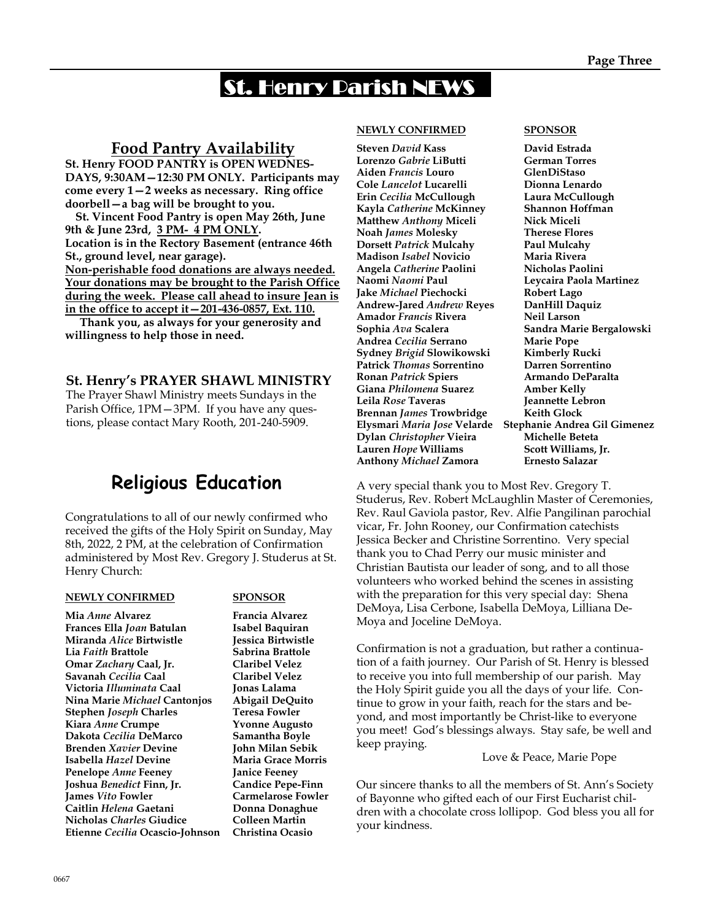# St. Henry Parish NEWS

## Food Pantry Availability

**St. Henry FOOD PANTRY is OPEN WEDNESDAYS, 9:30AM—12:30 PM ONLY. Participants may come every 1—2 weeks as necessary. Ring office doorbell—a bag will be brought to you.**

**St. Vincent Food Pantry is open May 26th, June 9th & June 23rd, 3 PM- 4 PM ONLY.**

**Location is in the Rectory Basement (entrance 46th St., ground level, near garage).**

**Non-perishable food donations are always needed. Your donations may be brought to the Parish Office during the week. Please call ahead to insure Jean is in the office to accept it—201-436-0857, Ext. 110.**

**Thank you, as always for your generosity and willingness to help those in need.**

### St. Henry's PRAYER SHAWL MINISTRY

The Prayer Shawl Ministry meets Sundays in the Parish Office, 1PM—3PM. If you have any questions, please contact Mary Rooth, 201-240-5909.

## Religious Education

Congratulations to all of our newly confirmed who received the gifts of the Holy Spirit on Sunday, May 8th, 2022, 2 PM, at the celebration of Confirmation administered by Most Rev. Gregory J. Studerus at St. Henry Church:

| NEWLY CONFIRMED | SPONSOR |
|---|---|
| **Mia *Anne* Alvarez** | **Francia Alvarez** |
| **Frances Ella *Joan* Batulan** | **Isabel Baquiran** |
| **Miranda *Alice* Birtwistle** | **Jessica Birtwistle** |
| **Lia *Faith* Brattole** | **Sabrina Brattole** |
| **Omar *Zachary* Caal, Jr.** | **Claribel Velez** |
| **Savanah *Cecilia* Caal** | **Claribel Velez** |
| **Victoria *Illuminata* Caal** | **Jonas Lalama** |
| **Nina Marie *Michael* Cantonjos** | **Abigail DeQuito** |
| **Stephen *Joseph* Charles** | **Teresa Fowler** |
| **Kiara *Anne* Crumpe** | **Yvonne Augusto** |
| **Dakota *Cecilia* DeMarco** | **Samantha Boyle** |
| **Brenden *Xavier* Devine** | **John Milan Sebik** |
| **Isabella *Hazel* Devine** | **Maria Grace Morris** |
| **Penelope *Anne* Feeney** | **Janice Feeney** |
| **Joshua *Benedict* Finn, Jr.** | **Candice Pepe-Finn** |
| **James *Vito* Fowler** | **Carmelarose Fowler** |
| **Caitlin *Helena* Gaetani** | **Donna Donaghue** |
| **Nicholas *Charles* Giudice** | **Colleen Martin** |
| **Etienne *Cecilia* Ocascio-Johnson** | **Christina Ocasio** |
| **Steven *David* Kass** | **David Estrada** |
| **Lorenzo *Gabrie* LiButti** | **German Torres** |
| **Aiden *Francis* Louro** | **GlenDiStaso** |
| **Cole *Lancelot* Lucarelli** | **Dionna Lenardo** |
| **Erin *Cecilia* McCullough** | **Laura McCullough** |
| **Kayla *Catherine* McKinney** | **Shannon Hoffman** |
| **Matthew *Anthony* Miceli** | **Nick Miceli** |
| **Noah *James* Molesky** | **Therese Flores** |
| **Dorsett *Patrick* Mulcahy** | **Paul Mulcahy** |
| **Madison *Isabel* Novicio** | **Maria Rivera** |
| **Angela *Catherine* Paolini** | **Nicholas Paolini** |
| **Naomi *Naomi* Paul** | **Leycaira Paola Martinez** |
| **Jake *Michael* Piechocki** | **Robert Lago** |
| **Andrew-Jared *Andrew* Reyes** | **DanHill Daquiz** |
| **Amador *Francis* Rivera** | **Neil Larson** |
| **Sophia *Ava* Scalera** | **Sandra Marie Bergalowski** |
| **Andrea *Cecilia* Serrano** | **Marie Pope** |
| **Sydney *Brigid* Slowikowski** | **Kimberly Rucki** |
| **Patrick *Thomas* Sorrentino** | **Darren Sorrentino** |
| **Ronan *Patrick* Spiers** | **Armando DeParalta** |
| **Giana *Philomena* Suarez** | **Amber Kelly** |
| **Leila *Rose* Taveras** | **Jeannette Lebron** |
| **Brennan *James* Trowbridge** | **Keith Glock** |
| **Elysmari *Maria Jose* Velarde** | **Stephanie Andrea Gil Gimenez** |
| **Dylan *Christopher* Vieira** | **Michelle Beteta** |
| **Lauren *Hope* Williams** | **Scott Williams, Jr.** |
| **Anthony *Michael* Zamora** | **Ernesto Salazar** |

A very special thank you to Most Rev. Gregory T. Studerus, Rev. Robert McLaughlin Master of Ceremonies, Rev. Raul Gaviola pastor, Rev. Alfie Pangilinan parochial vicar, Fr. John Rooney, our Confirmation catechists Jessica Becker and Christine Sorrentino. Very special thank you to Chad Perry our music minister and Christian Bautista our leader of song, and to all those volunteers who worked behind the scenes in assisting with the preparation for this very special day: Shena DeMoya, Lisa Cerbone, Isabella DeMoya, Lilliana DeMoya and Joceline DeMoya.

Confirmation is not a graduation, but rather a continuation of a faith journey. Our Parish of St. Henry is blessed to receive you into full membership of our parish. May the Holy Spirit guide you all the days of your life. Continue to grow in your faith, reach for the stars and beyond, and most importantly be Christ-like to everyone you meet! God's blessings always. Stay safe, be well and keep praying.

Love & Peace, Marie Pope

Our sincere thanks to all the members of St. Ann's Society of Bayonne who gifted each of our First Eucharist children with a chocolate cross lollipop. God bless you all for your kindness.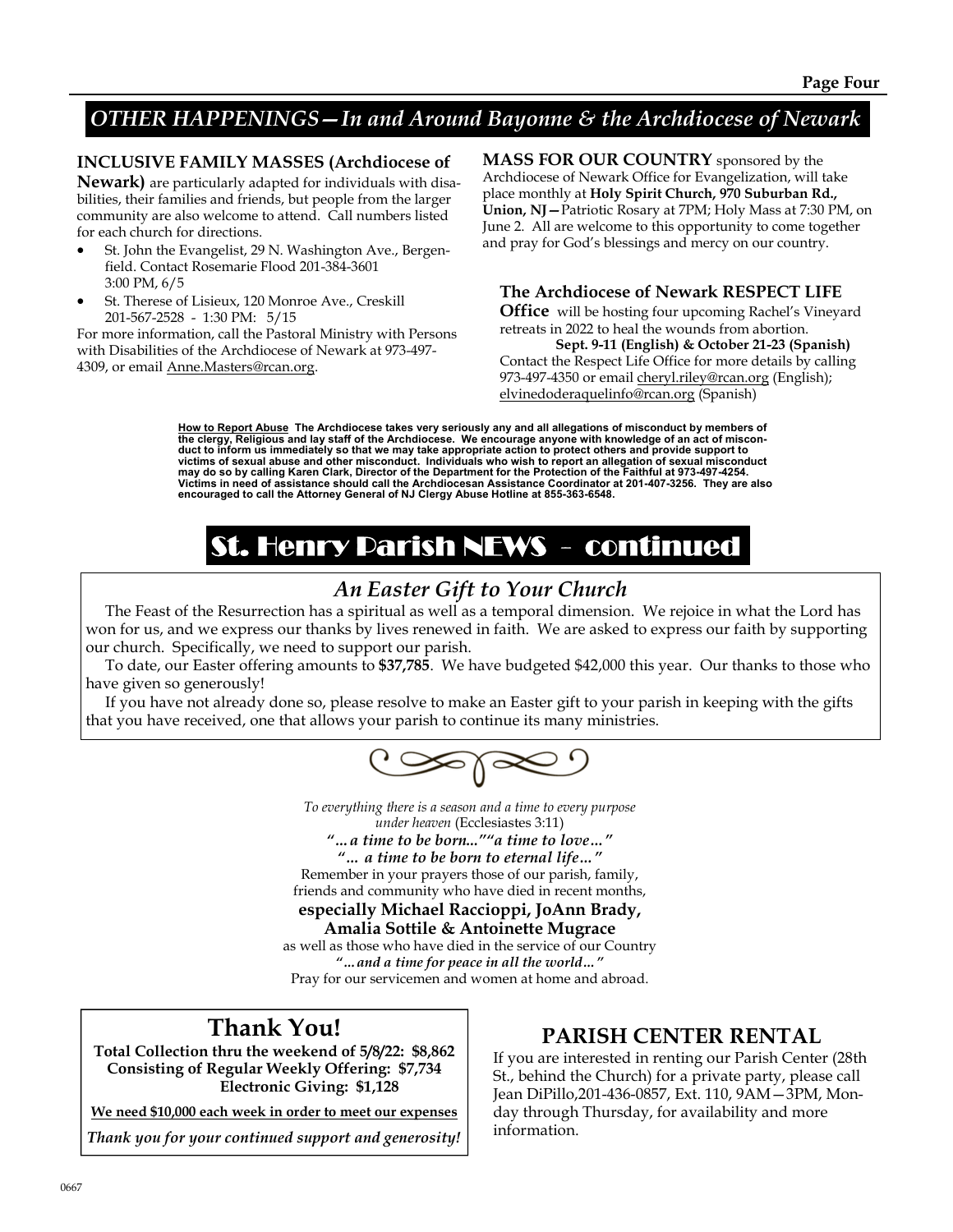## OTHER HAPPENINGS—*In and Around Bayonne & the Archdiocese of Newark*

**INCLUSIVE FAMILY MASSES (Archdiocese of Newark)** are particularly adapted for individuals with disabilities, their families and friends, but people from the larger community are also welcome to attend. Call numbers listed for each church for directions.

- St. John the Evangelist, 29 N. Washington Ave., Bergenfield. Contact Rosemarie Flood 201-384-3601 3:00 PM, 6/5
- St. Therese of Lisieux, 120 Monroe Ave., Creskill 201-567-2528 - 1:30 PM: 5/15

For more information, call the Pastoral Ministry with Persons with Disabilities of the Archdiocese of Newark at 973-497-4309, or email Anne.Masters@rcan.org.

**MASS FOR OUR COUNTRY** sponsored by the Archdiocese of Newark Office for Evangelization, will take place monthly at **Holy Spirit Church, 970 Suburban Rd., Union, NJ—**Patriotic Rosary at 7PM; Holy Mass at 7:30 PM, on June 2. All are welcome to this opportunity to come together and pray for God's blessings and mercy on our country.

**The Archdiocese of Newark RESPECT LIFE Office** will be hosting four upcoming Rachel's Vineyard retreats in 2022 to heal the wounds from abortion.

**Sept. 9-11 (English) & October 21-23 (Spanish)**

Contact the Respect Life Office for more details by calling 973-497-4350 or email cheryl.riley@rcan.org (English); elvinedoderaquelinfo@rcan.org (Spanish)

**How to Report Abuse The Archdiocese takes very seriously any and all allegations of misconduct by members of the clergy, Religious and lay staff of the Archdiocese. We encourage anyone with knowledge of an act of misconduct to inform us immediately so that we may take appropriate action to protect others and provide support to victims of sexual abuse and other misconduct. Individuals who wish to report an allegation of sexual misconduct may do so by calling Karen Clark, Director of the Department for the Protection of the Faithful at 973-497-4254. Victims in need of assistance should call the Archdiocesan Assistance Coordinator at 201-407-3256. They are also encouraged to call the Attorney General of NJ Clergy Abuse Hotline at 855-363-6548.**

## St. Henry Parish NEWS - continued

### *An Easter Gift to Your Church*

The Feast of the Resurrection has a spiritual as well as a temporal dimension. We rejoice in what the Lord has won for us, and we express our thanks by lives renewed in faith. We are asked to express our faith by supporting our church. Specifically, we need to support our parish.

To date, our Easter offering amounts to **$37,785**. We have budgeted $42,000 this year. Our thanks to those who have given so generously!

If you have not already done so, please resolve to make an Easter gift to your parish in keeping with the gifts that you have received, one that allows your parish to continue its many ministries.

*To everything there is a season and a time to every purpose under heaven* (Ecclesiastes 3:11)

***"…a time to be born..."*** ***"a time to love…"***

***"… a time to be born to eternal life…"***

Remember in your prayers those of our parish, family, friends and community who have died in recent months,

**especially Michael Raccioppi, JoAnn Brady, Amalia Sottile & Antoinette Mugrace**

as well as those who have died in the service of our Country

***"…and a time for peace in all the world…"***

Pray for our servicemen and women at home and abroad.

## Thank You!

**Total Collection thru the weekend of 5/8/22: $8,862**
**Consisting of Regular Weekly Offering: $7,734**
**Electronic Giving: $1,128**

**We need $10,000 each week in order to meet our expenses**

***Thank you for your continued support and generosity!***

## PARISH CENTER RENTAL

If you are interested in renting our Parish Center (28th St., behind the Church) for a private party, please call Jean DiPillo,201-436-0857, Ext. 110, 9AM—3PM, Monday through Thursday, for availability and more information.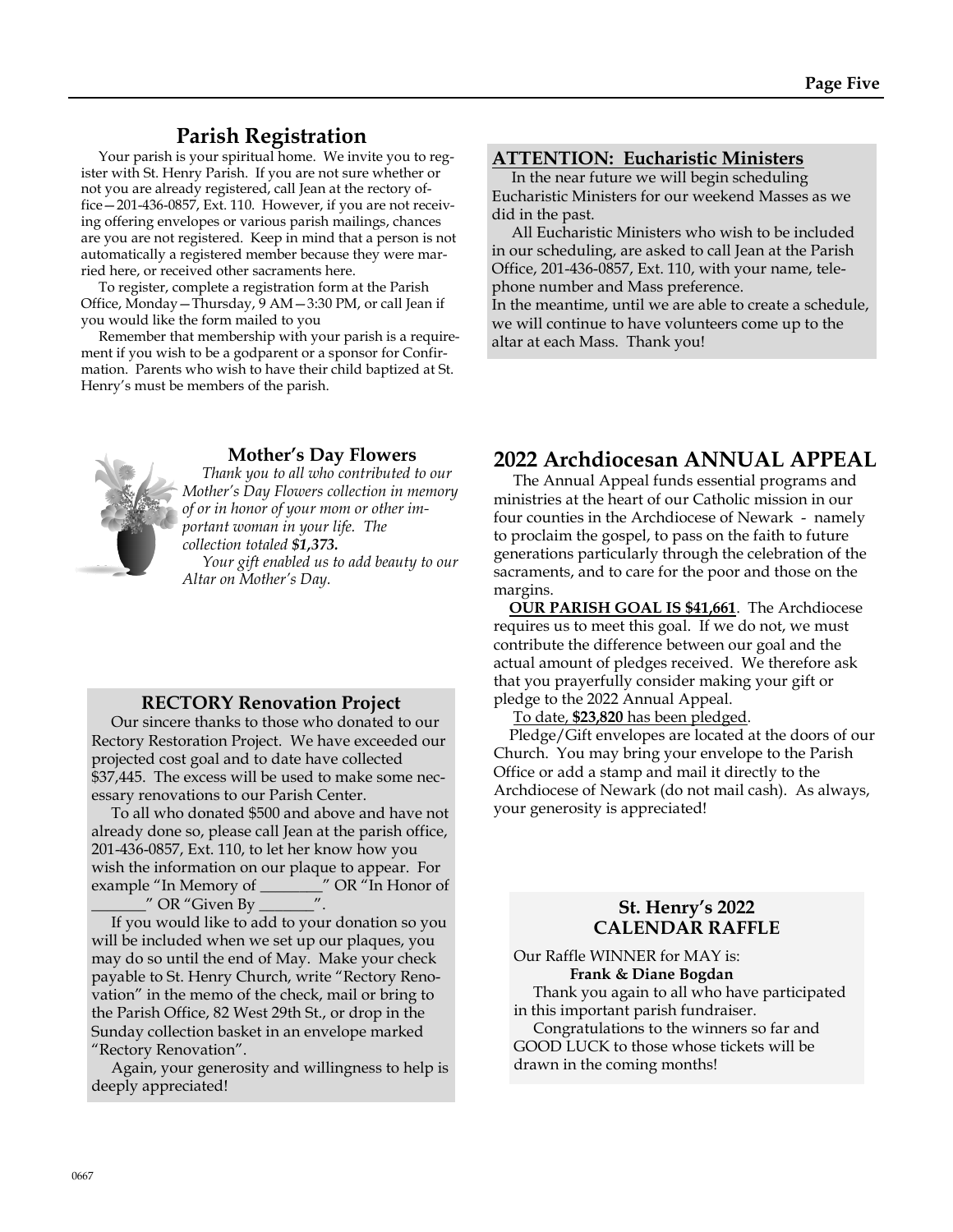## Parish Registration

Your parish is your spiritual home. We invite you to register with St. Henry Parish. If you are not sure whether or not you are already registered, call Jean at the rectory office—201-436-0857, Ext. 110. However, if you are not receiving offering envelopes or various parish mailings, chances are you are not registered. Keep in mind that a person is not automatically a registered member because they were married here, or received other sacraments here.

To register, complete a registration form at the Parish Office, Monday—Thursday, 9 AM—3:30 PM, or call Jean if you would like the form mailed to you

Remember that membership with your parish is a requirement if you wish to be a godparent or a sponsor for Confirmation. Parents who wish to have their child baptized at St. Henry's must be members of the parish.

### Mother's Day Flowers

*Thank you to all who contributed to our Mother's Day Flowers collection in memory of or in honor of your mom or other important woman in your life. The collection totaled **$1,373.***

*Your gift enabled us to add beauty to our Altar on Mother's Day.*

### RECTORY Renovation Project

Our sincere thanks to those who donated to our Rectory Restoration Project. We have exceeded our projected cost goal and to date have collected $37,445. The excess will be used to make some necessary renovations to our Parish Center.

To all who donated $500 and above and have not already done so, please call Jean at the parish office, 201-436-0857, Ext. 110, to let her know how you wish the information on our plaque to appear. For example "In Memory of ________" OR "In Honor of _______" OR "Given By _______".

If you would like to add to your donation so you will be included when we set up our plaques, you may do so until the end of May. Make your check payable to St. Henry Church, write "Rectory Renovation" in the memo of the check, mail or bring to the Parish Office, 82 West 29th St., or drop in the Sunday collection basket in an envelope marked "Rectory Renovation".

Again, your generosity and willingness to help is deeply appreciated!

### ATTENTION: Eucharistic Ministers

In the near future we will begin scheduling Eucharistic Ministers for our weekend Masses as we did in the past.

All Eucharistic Ministers who wish to be included in our scheduling, are asked to call Jean at the Parish Office, 201-436-0857, Ext. 110, with your name, telephone number and Mass preference.

In the meantime, until we are able to create a schedule, we will continue to have volunteers come up to the altar at each Mass. Thank you!

## 2022 Archdiocesan ANNUAL APPEAL

The Annual Appeal funds essential programs and ministries at the heart of our Catholic mission in our four counties in the Archdiocese of Newark - namely to proclaim the gospel, to pass on the faith to future generations particularly through the celebration of the sacraments, and to care for the poor and those on the margins.

**OUR PARISH GOAL IS $41,661**. The Archdiocese requires us to meet this goal. If we do not, we must contribute the difference between our goal and the actual amount of pledges received. We therefore ask that you prayerfully consider making your gift or pledge to the 2022 Annual Appeal.

To date, **$23,820** has been pledged.

Pledge/Gift envelopes are located at the doors of our Church. You may bring your envelope to the Parish Office or add a stamp and mail it directly to the Archdiocese of Newark (do not mail cash). As always, your generosity is appreciated!

### St. Henry's 2022 CALENDAR RAFFLE

Our Raffle WINNER for MAY is:

**Frank & Diane Bogdan**

Thank you again to all who have participated in this important parish fundraiser.

Congratulations to the winners so far and GOOD LUCK to those whose tickets will be drawn in the coming months!

0667